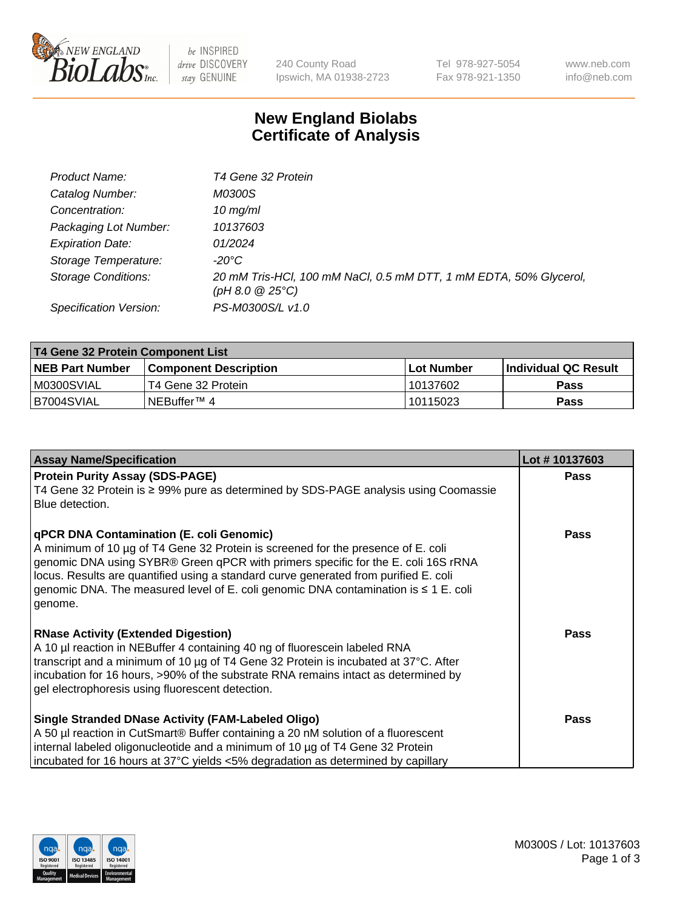# New England Biolabs Certificate of Analysis

| | |
|---|---|
| *Product Name:* | *T4 Gene 32 Protein* |
| *Catalog Number:* | *M0300S* |
| *Concentration:* | *10 mg/ml* |
| *Packaging Lot Number:* | *10137603* |
| *Expiration Date:* | *01/2024* |
| *Storage Temperature:* | *-20°C* |
| *Storage Conditions:* | *20 mM Tris-HCl, 100 mM NaCl, 0.5 mM DTT, 1 mM EDTA, 50% Glycerol, (pH 8.0 @ 25°C)* |
| *Specification Version:* | *PS-M0300S/L v1.0* |

| T4 Gene 32 Protein Component List | | | |
|---|---|---|---|
| **NEB Part Number** | **Component Description** | **Lot Number** | **Individual QC Result** |
| M0300SVIAL | T4 Gene 32 Protein | 10137602 | **Pass** |
| B7004SVIAL | NEBuffer™ 4 | 10115023 | **Pass** |

| Assay Name/Specification | Lot # 10137603 |
|---|---|
| **Protein Purity Assay (SDS-PAGE)**<br>T4 Gene 32 Protein is ≥ 99% pure as determined by SDS-PAGE analysis using Coomassie Blue detection. | **Pass** |
| **qPCR DNA Contamination (E. coli Genomic)**<br>A minimum of 10 µg of T4 Gene 32 Protein is screened for the presence of E. coli genomic DNA using SYBR® Green qPCR with primers specific for the E. coli 16S rRNA locus. Results are quantified using a standard curve generated from purified E. coli genomic DNA. The measured level of E. coli genomic DNA contamination is ≤ 1 E. coli genome. | **Pass** |
| **RNase Activity (Extended Digestion)**<br>A 10 µl reaction in NEBuffer 4 containing 40 ng of fluorescein labeled RNA transcript and a minimum of 10 µg of T4 Gene 32 Protein is incubated at 37°C. After incubation for 16 hours, >90% of the substrate RNA remains intact as determined by gel electrophoresis using fluorescent detection. | **Pass** |
| **Single Stranded DNase Activity (FAM-Labeled Oligo)**<br>A 50 µl reaction in CutSmart® Buffer containing a 20 nM solution of a fluorescent internal labeled oligonucleotide and a minimum of 10 µg of T4 Gene 32 Protein incubated for 16 hours at 37°C yields <5% degradation as determined by capillary | **Pass** |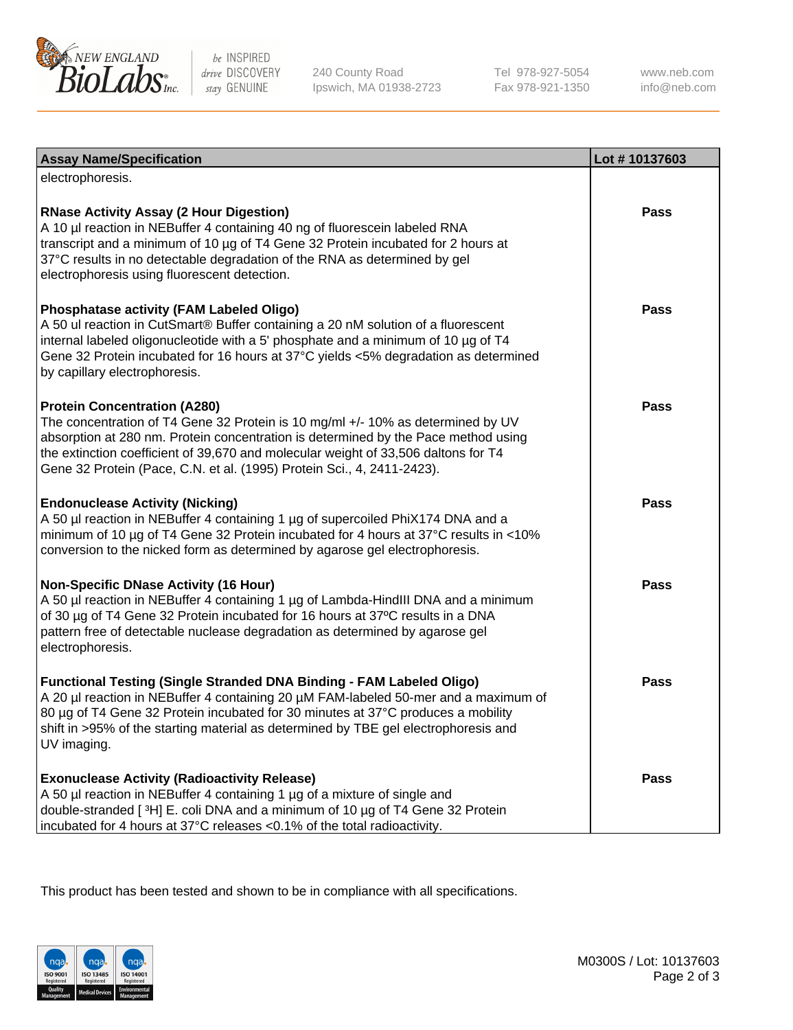| Assay Name/Specification | Lot # 10137603 |
|---|---|
| electrophoresis. | |
| **RNase Activity Assay (2 Hour Digestion)**<br>A 10 µl reaction in NEBuffer 4 containing 40 ng of fluorescein labeled RNA transcript and a minimum of 10 µg of T4 Gene 32 Protein incubated for 2 hours at 37°C results in no detectable degradation of the RNA as determined by gel electrophoresis using fluorescent detection. | Pass |
| **Phosphatase activity (FAM Labeled Oligo)**<br>A 50 ul reaction in CutSmart® Buffer containing a 20 nM solution of a fluorescent internal labeled oligonucleotide with a 5' phosphate and a minimum of 10 µg of T4 Gene 32 Protein incubated for 16 hours at 37°C yields <5% degradation as determined by capillary electrophoresis. | Pass |
| **Protein Concentration (A280)**<br>The concentration of T4 Gene 32 Protein is 10 mg/ml +/- 10% as determined by UV absorption at 280 nm. Protein concentration is determined by the Pace method using the extinction coefficient of 39,670 and molecular weight of 33,506 daltons for T4 Gene 32 Protein (Pace, C.N. et al. (1995) Protein Sci., 4, 2411-2423). | Pass |
| **Endonuclease Activity (Nicking)**<br>A 50 µl reaction in NEBuffer 4 containing 1 µg of supercoiled PhiX174 DNA and a minimum of 10 µg of T4 Gene 32 Protein incubated for 4 hours at 37°C results in <10% conversion to the nicked form as determined by agarose gel electrophoresis. | Pass |
| **Non-Specific DNase Activity (16 Hour)**<br>A 50 µl reaction in NEBuffer 4 containing 1 µg of Lambda-HindIII DNA and a minimum of 30 µg of T4 Gene 32 Protein incubated for 16 hours at 37ºC results in a DNA pattern free of detectable nuclease degradation as determined by agarose gel electrophoresis. | Pass |
| **Functional Testing (Single Stranded DNA Binding - FAM Labeled Oligo)**<br>A 20 µl reaction in NEBuffer 4 containing 20 µM FAM-labeled 50-mer and a maximum of 80 µg of T4 Gene 32 Protein incubated for 30 minutes at 37°C produces a mobility shift in >95% of the starting material as determined by TBE gel electrophoresis and UV imaging. | Pass |
| **Exonuclease Activity (Radioactivity Release)**<br>A 50 µl reaction in NEBuffer 4 containing 1 µg of a mixture of single and double-stranded [ $^{3}$H] E. coli DNA and a minimum of 10 µg of T4 Gene 32 Protein incubated for 4 hours at 37°C releases <0.1% of the total radioactivity. | Pass |

This product has been tested and shown to be in compliance with all specifications.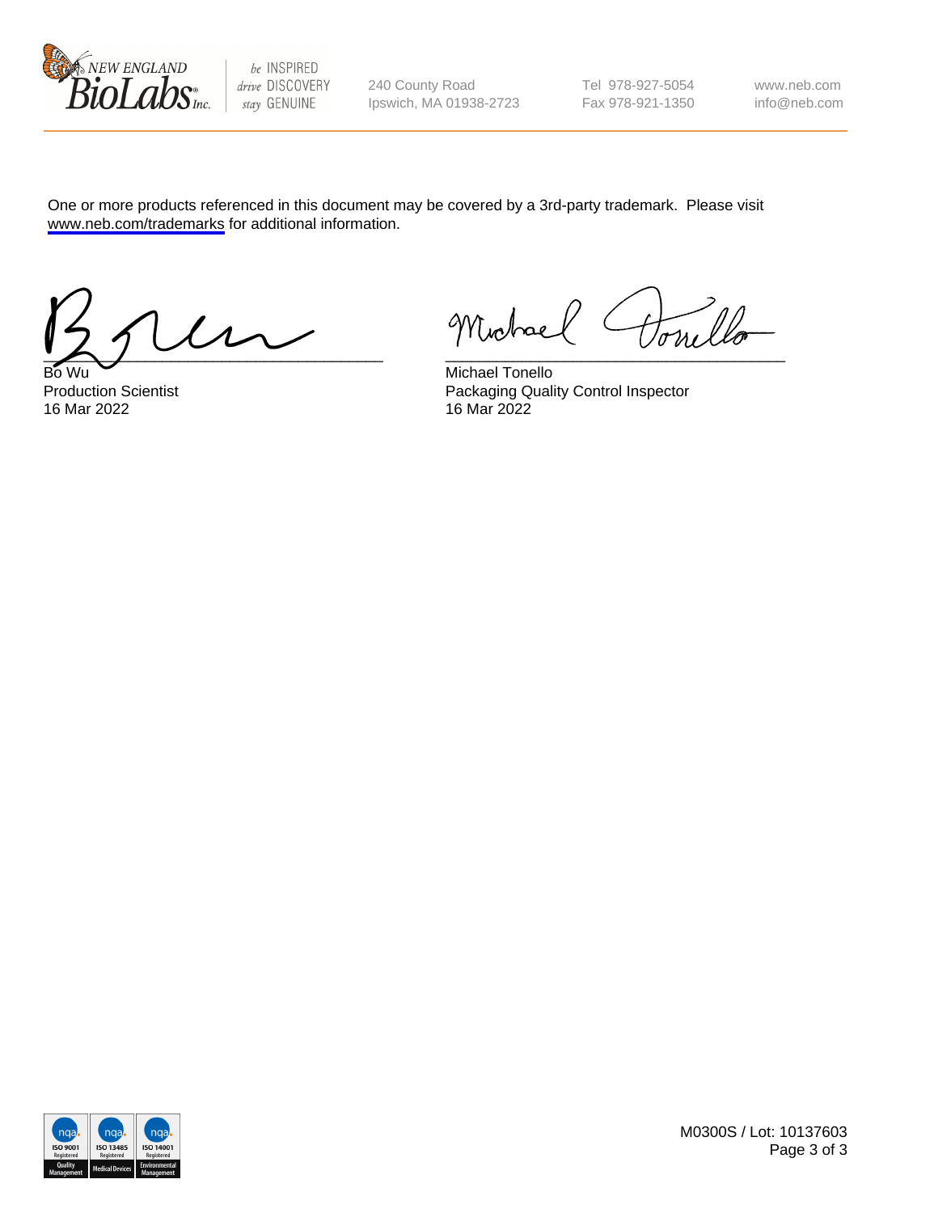One or more products referenced in this document may be covered by a 3rd-party trademark. Please visit www.neb.com/trademarks for additional information.

Bo Wu
Production Scientist
16 Mar 2022

Michael Tonello
Packaging Quality Control Inspector
16 Mar 2022

M0300S / Lot: 10137603